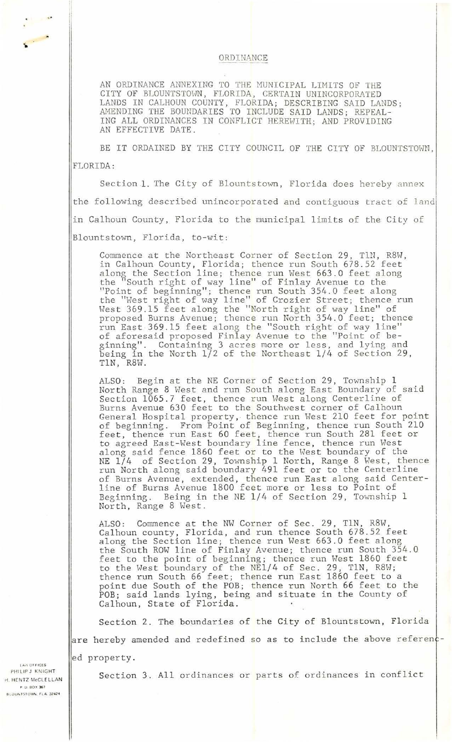# ORDINANCE

AN ORDINANCE ANNEXING TO THE MUNICIPAL LIMITS OF THE CITY OF BLOUNTSTOWN, FLORIDA, CERTAIN UNINCORPORATED LANDS IN CALHOUN COUNTY, FLORIDA; DESCRIBING SAID LANDS; AMENDING THE BOUNDARIES TO INCLUDE SAID LANDS; REPEALING ALL ORDINANCES IN CONFLICT HEREWITH; AND PROVIDING AN EFFECTIVE DATE.

BE IT ORDAINED BY THE CITY COUNCIL OF THE CITY OF BLOUNTSTOWN, FLORIDA:

Section 1. The City of Blountstown, Florida does hereby annex the following described unincorporated and contiguous tract of land in Calhoun County, Florida to the municipal limits of the City of Blountstown, Florida, to-wit:

Commence at the Northeast Corner of Section 29, T1N, R8W, in Calhoun County, Florida; thence run South 678.52 feet along the Section line; thence run West 663.0 feet along the "South right of way line" of Finlay Avenue to the "Point of beginning"; thence run South 354.0 feet along the "West right of way line" of Crozier Street; thence run West 369.15 feet along the "North right of way line" of proposed Burns Avenue; thence run North 354.0 feet; thence run East 369.15 feet along the "South right of way line" of aforesaid proposed Finlay Avenue to the "Point of beginning". Containing 3 acres more or less, and lying and being in the North 1/2 of the Northeast 1/4 of Section 29, T1N, R8W.

ALSO: Begin at the NE Corner of Section 29, Township 1 North Range 8 West and run South along East Boundary of said Section 1065.7 feet, thence run West along Centerline of Burns Avenue 630 feet to the Southwest corner of Calhoun General Hospital property, thence run West 210 feet for point of beginning. From Point of Beginning, thence run South 210 feet, thence run East 60 feet, thence run South 281 feet or to agreed East-West boundary line fence, thence run West along said fence 1860 feet or to the West boundary of the NE 1/4 of Section 29, Township 1 North, Range 8 West, thence run North along said boundary 491 feet or to the Centerline of Burns Avenue, extended, thence run East along said Centerline of Burns Avenue 1800 feet more or less to Point of Beginning. Being in the NE 1/4 of Section 29, Township 1 North, Range 8 West.

ALSO: Commence at the NW Corner of Sec. 29, T1N, R8W, Calhoun county, Florida, and run thence South 678.52 feet along the Section line; thence run West 663.0 feet along the South ROW line of Finlay Avenue; thence run South 354.0 feet to the point of beginning; thence run West 1860 feet to the West boundary of the NE1/4 of Sec. 29, T1N, R8W; thence run South 66 feet; thence run East 1860 feet to a point due South of the POB; thence run North 66 feet to the POB; said lands lying, being and situate in the County of Calhoun, State of Florida.

Section 2. The boundaries of the City of Blountstown, Florida are hereby amended and redefined so as to include the above referenced property.

Section 3. All ordinances or parts of ordinances in conflict

LAW OFFICES
PHILIP J. KNIGHT
H. HENTZ McCLELLAN
P. O. BOX 367
BLOUNTSTOWN, FLA. 32424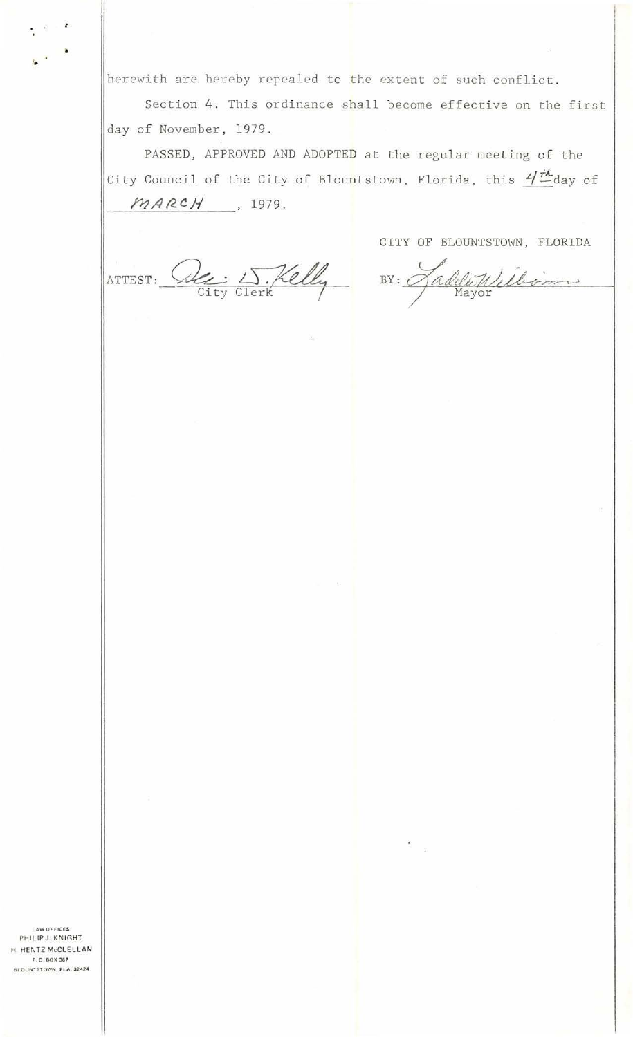herewith are hereby repealed to the extent of such conflict.

Section 4. This ordinance shall become effective on the first day of November, 1979.

PASSED, APPROVED AND ADOPTED at the regular meeting of the City Council of the City of Blountstown, Florida, this 4th day of MARCH, 1979.

CITY OF BLOUNTSTOWN, FLORIDA

ATTEST: Dee D. Kelly
City Clerk

BY: Laddie Wilborn
Mayor

LAW OFFICES
PHILIP J. KNIGHT
H. HENTZ McCLELLAN
P. O. BOX 367
BLOUNTSTOWN, FLA. 32424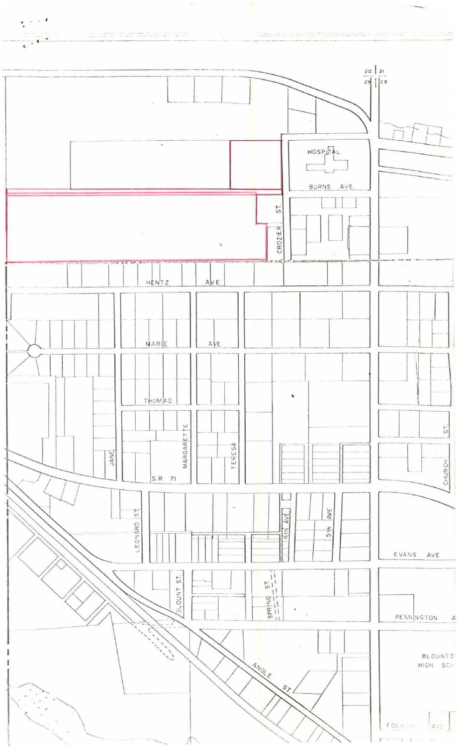20 | 21
29 | 28

HOSPITAL

BURNS AVE.

CROZIER ST.

HENTZ AVE.

MARIE AVE

THOMAS

MARGARETTE

TERESA

JANE

S.R. 71

CHURCH ST.

LEONARD ST.

4th AVE.

5th AVE

EVANS AVE

BLOUNT ST.

SPRING ST.

PENNINGTON A

ANGLE ST.

BLOUNTS HIGH SCH

FOLSOM AVE